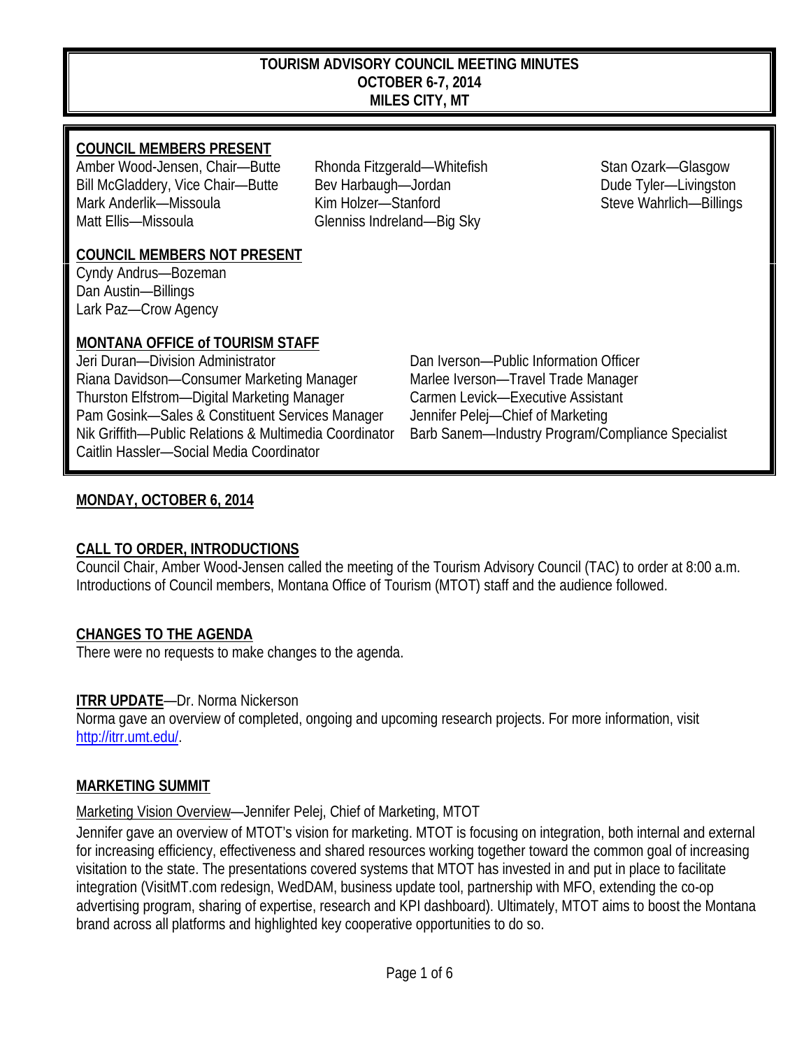# TOURISM ADVISORY COUNCIL MEETING MINUTES
## OCTOBER 6-7, 2014
## MILES CITY, MT

**COUNCIL MEMBERS PRESENT**

Amber Wood-Jensen, Chair—Butte
Bill McGladdery, Vice Chair—Butte
Mark Anderlik—Missoula
Matt Ellis—Missoula
Rhonda Fitzgerald—Whitefish
Bev Harbaugh—Jordan
Kim Holzer—Stanford
Glenniss Indreland—Big Sky
Stan Ozark—Glasgow
Dude Tyler—Livingston
Steve Wahrlich—Billings

**COUNCIL MEMBERS NOT PRESENT**

Cyndy Andrus—Bozeman
Dan Austin—Billings
Lark Paz—Crow Agency

**MONTANA OFFICE of TOURISM STAFF**

Jeri Duran—Division Administrator
Riana Davidson—Consumer Marketing Manager
Thurston Elfstrom—Digital Marketing Manager
Pam Gosink—Sales & Constituent Services Manager
Nik Griffith—Public Relations & Multimedia Coordinator
Caitlin Hassler—Social Media Coordinator
Dan Iverson—Public Information Officer
Marlee Iverson—Travel Trade Manager
Carmen Levick—Executive Assistant
Jennifer Pelej—Chief of Marketing
Barb Sanem—Industry Program/Compliance Specialist

## MONDAY, OCTOBER 6, 2014

### CALL TO ORDER, INTRODUCTIONS

Council Chair, Amber Wood-Jensen called the meeting of the Tourism Advisory Council (TAC) to order at 8:00 a.m. Introductions of Council members, Montana Office of Tourism (MTOT) staff and the audience followed.

### CHANGES TO THE AGENDA

There were no requests to make changes to the agenda.

### ITRR UPDATE—Dr. Norma Nickerson

Norma gave an overview of completed, ongoing and upcoming research projects. For more information, visit http://itrr.umt.edu/.

### MARKETING SUMMIT

Marketing Vision Overview—Jennifer Pelej, Chief of Marketing, MTOT

Jennifer gave an overview of MTOT's vision for marketing. MTOT is focusing on integration, both internal and external for increasing efficiency, effectiveness and shared resources working together toward the common goal of increasing visitation to the state. The presentations covered systems that MTOT has invested in and put in place to facilitate integration (VisitMT.com redesign, WedDAM, business update tool, partnership with MFO, extending the co-op advertising program, sharing of expertise, research and KPI dashboard). Ultimately, MTOT aims to boost the Montana brand across all platforms and highlighted key cooperative opportunities to do so.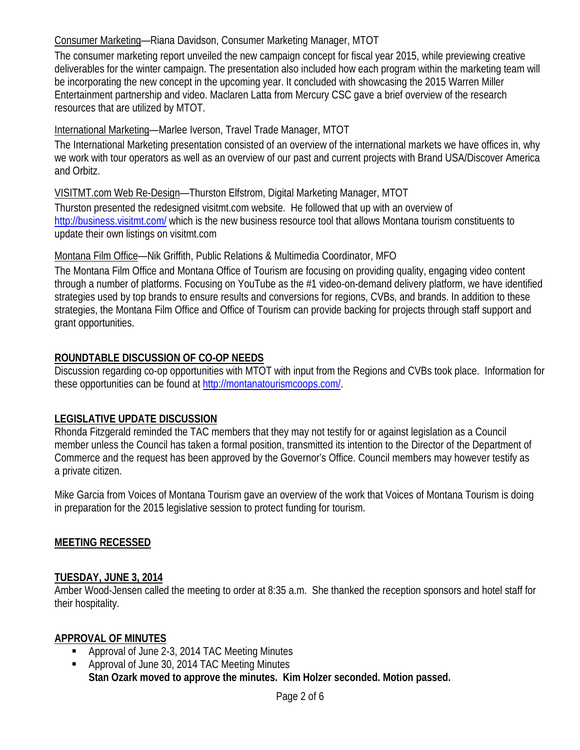Consumer Marketing—Riana Davidson, Consumer Marketing Manager, MTOT

The consumer marketing report unveiled the new campaign concept for fiscal year 2015, while previewing creative deliverables for the winter campaign. The presentation also included how each program within the marketing team will be incorporating the new concept in the upcoming year. It concluded with showcasing the 2015 Warren Miller Entertainment partnership and video. Maclaren Latta from Mercury CSC gave a brief overview of the research resources that are utilized by MTOT.

International Marketing—Marlee Iverson, Travel Trade Manager, MTOT

The International Marketing presentation consisted of an overview of the international markets we have offices in, why we work with tour operators as well as an overview of our past and current projects with Brand USA/Discover America and Orbitz.

VISITMT.com Web Re-Design—Thurston Elfstrom, Digital Marketing Manager, MTOT

Thurston presented the redesigned visitmt.com website. He followed that up with an overview of http://business.visitmt.com/ which is the new business resource tool that allows Montana tourism constituents to update their own listings on visitmt.com

Montana Film Office—Nik Griffith, Public Relations & Multimedia Coordinator, MFO

The Montana Film Office and Montana Office of Tourism are focusing on providing quality, engaging video content through a number of platforms. Focusing on YouTube as the #1 video-on-demand delivery platform, we have identified strategies used by top brands to ensure results and conversions for regions, CVBs, and brands. In addition to these strategies, the Montana Film Office and Office of Tourism can provide backing for projects through staff support and grant opportunities.

## ROUNDTABLE DISCUSSION OF CO-OP NEEDS

Discussion regarding co-op opportunities with MTOT with input from the Regions and CVBs took place. Information for these opportunities can be found at http://montanatourismcoops.com/.

## LEGISLATIVE UPDATE DISCUSSION

Rhonda Fitzgerald reminded the TAC members that they may not testify for or against legislation as a Council member unless the Council has taken a formal position, transmitted its intention to the Director of the Department of Commerce and the request has been approved by the Governor's Office. Council members may however testify as a private citizen.

Mike Garcia from Voices of Montana Tourism gave an overview of the work that Voices of Montana Tourism is doing in preparation for the 2015 legislative session to protect funding for tourism.

## MEETING RECESSED

## TUESDAY, JUNE 3, 2014

Amber Wood-Jensen called the meeting to order at 8:35 a.m. She thanked the reception sponsors and hotel staff for their hospitality.

## APPROVAL OF MINUTES

- Approval of June 2-3, 2014 TAC Meeting Minutes
- Approval of June 30, 2014 TAC Meeting Minutes
  **Stan Ozark moved to approve the minutes. Kim Holzer seconded. Motion passed.**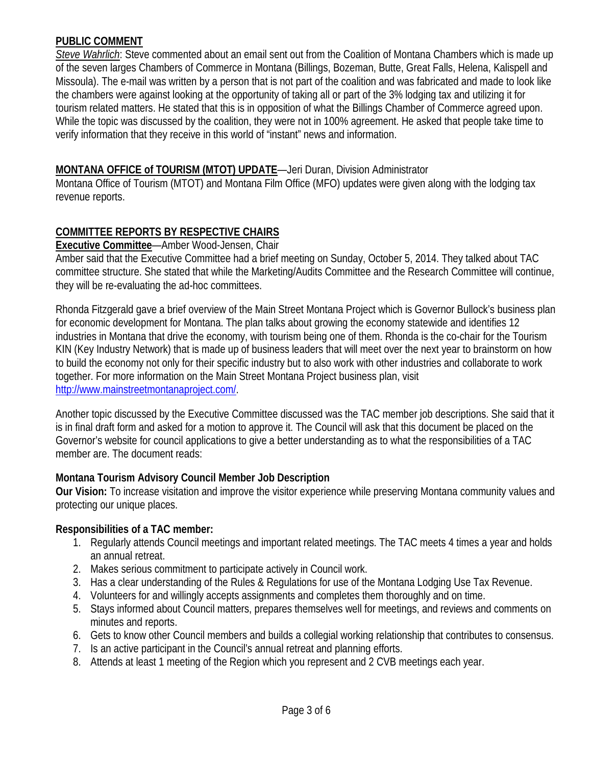**PUBLIC COMMENT**

*Steve Wahrlich*: Steve commented about an email sent out from the Coalition of Montana Chambers which is made up of the seven larges Chambers of Commerce in Montana (Billings, Bozeman, Butte, Great Falls, Helena, Kalispell and Missoula). The e-mail was written by a person that is not part of the coalition and was fabricated and made to look like the chambers were against looking at the opportunity of taking all or part of the 3% lodging tax and utilizing it for tourism related matters. He stated that this is in opposition of what the Billings Chamber of Commerce agreed upon. While the topic was discussed by the coalition, they were not in 100% agreement. He asked that people take time to verify information that they receive in this world of "instant" news and information.

**MONTANA OFFICE of TOURISM (MTOT) UPDATE**—Jeri Duran, Division Administrator

Montana Office of Tourism (MTOT) and Montana Film Office (MFO) updates were given along with the lodging tax revenue reports.

**COMMITTEE REPORTS BY RESPECTIVE CHAIRS**

**Executive Committee**—Amber Wood-Jensen, Chair

Amber said that the Executive Committee had a brief meeting on Sunday, October 5, 2014. They talked about TAC committee structure. She stated that while the Marketing/Audits Committee and the Research Committee will continue, they will be re-evaluating the ad-hoc committees.

Rhonda Fitzgerald gave a brief overview of the Main Street Montana Project which is Governor Bullock's business plan for economic development for Montana. The plan talks about growing the economy statewide and identifies 12 industries in Montana that drive the economy, with tourism being one of them. Rhonda is the co-chair for the Tourism KIN (Key Industry Network) that is made up of business leaders that will meet over the next year to brainstorm on how to build the economy not only for their specific industry but to also work with other industries and collaborate to work together. For more information on the Main Street Montana Project business plan, visit http://www.mainstreetmontanaproject.com/.

Another topic discussed by the Executive Committee discussed was the TAC member job descriptions. She said that it is in final draft form and asked for a motion to approve it. The Council will ask that this document be placed on the Governor's website for council applications to give a better understanding as to what the responsibilities of a TAC member are. The document reads:

**Montana Tourism Advisory Council Member Job Description**

**Our Vision:** To increase visitation and improve the visitor experience while preserving Montana community values and protecting our unique places.

**Responsibilities of a TAC member:**

1. Regularly attends Council meetings and important related meetings. The TAC meets 4 times a year and holds an annual retreat.
2. Makes serious commitment to participate actively in Council work.
3. Has a clear understanding of the Rules & Regulations for use of the Montana Lodging Use Tax Revenue.
4. Volunteers for and willingly accepts assignments and completes them thoroughly and on time.
5. Stays informed about Council matters, prepares themselves well for meetings, and reviews and comments on minutes and reports.
6. Gets to know other Council members and builds a collegial working relationship that contributes to consensus.
7. Is an active participant in the Council's annual retreat and planning efforts.
8. Attends at least 1 meeting of the Region which you represent and 2 CVB meetings each year.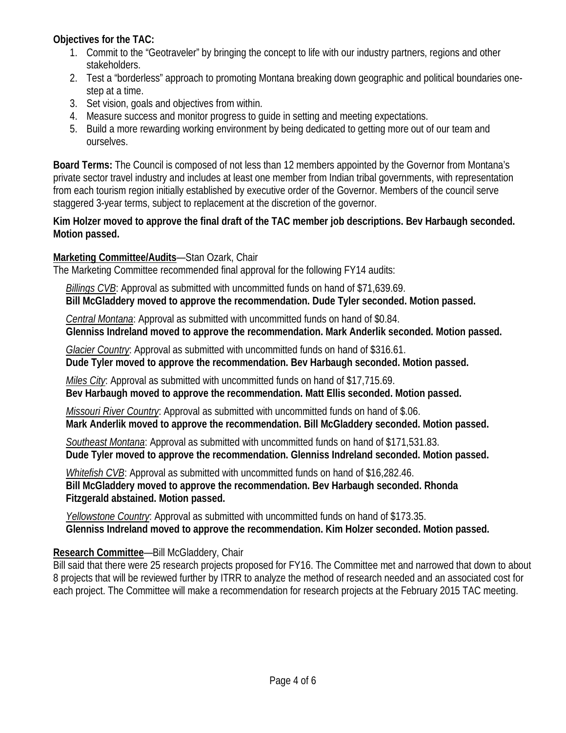**Objectives for the TAC:**

1. Commit to the "Geotraveler" by bringing the concept to life with our industry partners, regions and other stakeholders.
2. Test a "borderless" approach to promoting Montana breaking down geographic and political boundaries one-step at a time.
3. Set vision, goals and objectives from within.
4. Measure success and monitor progress to guide in setting and meeting expectations.
5. Build a more rewarding working environment by being dedicated to getting more out of our team and ourselves.

**Board Terms:** The Council is composed of not less than 12 members appointed by the Governor from Montana's private sector travel industry and includes at least one member from Indian tribal governments, with representation from each tourism region initially established by executive order of the Governor. Members of the council serve staggered 3-year terms, subject to replacement at the discretion of the governor.

**Kim Holzer moved to approve the final draft of the TAC member job descriptions. Bev Harbaugh seconded. Motion passed.**

<u>**Marketing Committee/Audits**</u>—Stan Ozark, Chair

The Marketing Committee recommended final approval for the following FY14 audits:

<u>*Billings CVB*</u>: Approval as submitted with uncommitted funds on hand of $71,639.69.
**Bill McGladdery moved to approve the recommendation. Dude Tyler seconded. Motion passed.**

<u>*Central Montana*</u>: Approval as submitted with uncommitted funds on hand of $0.84.
**Glenniss Indreland moved to approve the recommendation. Mark Anderlik seconded. Motion passed.**

<u>*Glacier Country*</u>: Approval as submitted with uncommitted funds on hand of $316.61.
**Dude Tyler moved to approve the recommendation. Bev Harbaugh seconded. Motion passed.**

<u>*Miles City*</u>: Approval as submitted with uncommitted funds on hand of $17,715.69.
**Bev Harbaugh moved to approve the recommendation. Matt Ellis seconded. Motion passed.**

<u>*Missouri River Country*</u>: Approval as submitted with uncommitted funds on hand of $.06.
**Mark Anderlik moved to approve the recommendation. Bill McGladdery seconded. Motion passed.**

<u>*Southeast Montana*</u>: Approval as submitted with uncommitted funds on hand of $171,531.83.
**Dude Tyler moved to approve the recommendation. Glenniss Indreland seconded. Motion passed.**

<u>*Whitefish CVB*</u>: Approval as submitted with uncommitted funds on hand of $16,282.46.
**Bill McGladdery moved to approve the recommendation. Bev Harbaugh seconded. Rhonda Fitzgerald abstained. Motion passed.**

<u>*Yellowstone Country*</u>: Approval as submitted with uncommitted funds on hand of $173.35.
**Glenniss Indreland moved to approve the recommendation. Kim Holzer seconded. Motion passed.**

<u>**Research Committee**</u>—Bill McGladdery, Chair

Bill said that there were 25 research projects proposed for FY16. The Committee met and narrowed that down to about 8 projects that will be reviewed further by ITRR to analyze the method of research needed and an associated cost for each project. The Committee will make a recommendation for research projects at the February 2015 TAC meeting.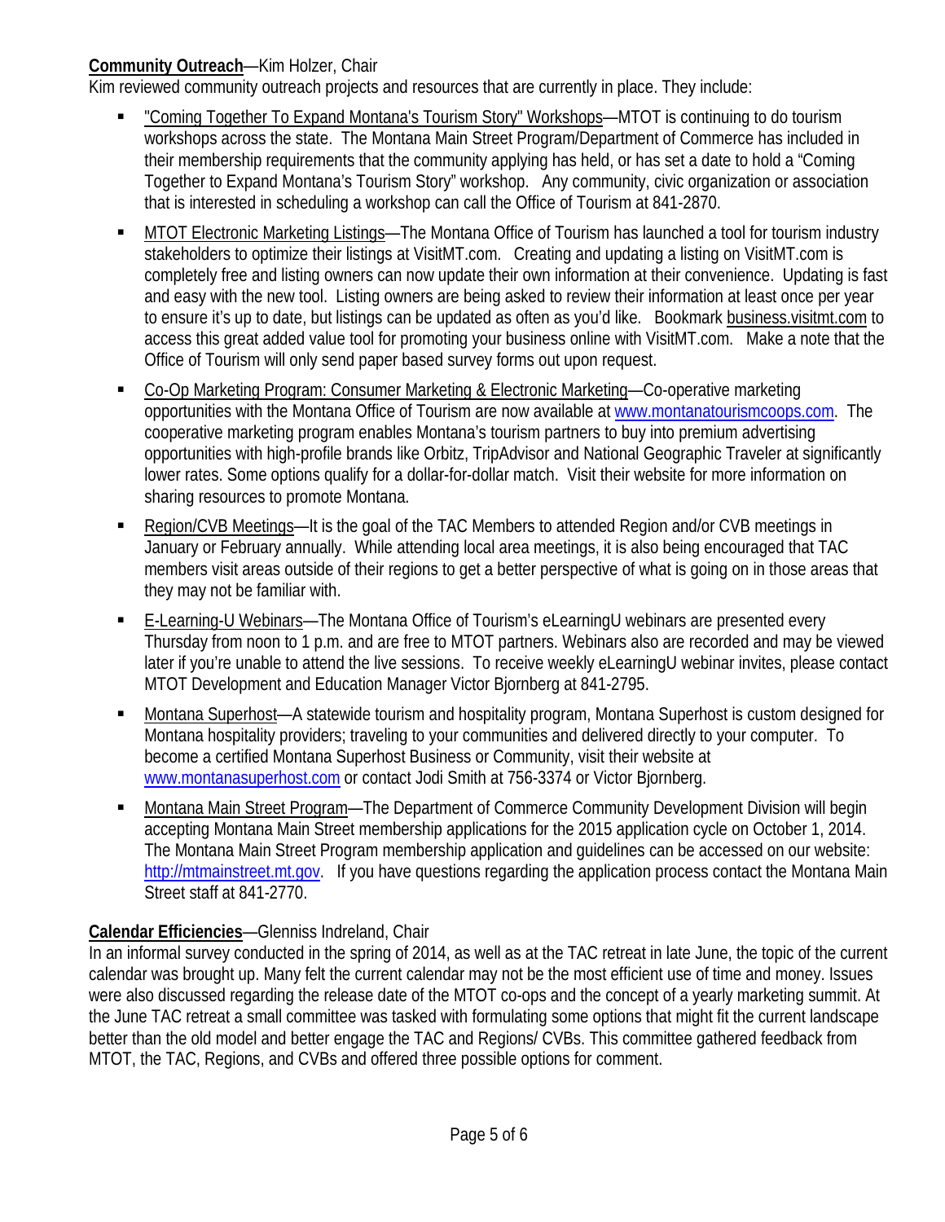**Community Outreach**—Kim Holzer, Chair
Kim reviewed community outreach projects and resources that are currently in place. They include:

- "Coming Together To Expand Montana's Tourism Story" Workshops—MTOT is continuing to do tourism workshops across the state. The Montana Main Street Program/Department of Commerce has included in their membership requirements that the community applying has held, or has set a date to hold a "Coming Together to Expand Montana's Tourism Story" workshop. Any community, civic organization or association that is interested in scheduling a workshop can call the Office of Tourism at 841-2870.
- MTOT Electronic Marketing Listings—The Montana Office of Tourism has launched a tool for tourism industry stakeholders to optimize their listings at VisitMT.com. Creating and updating a listing on VisitMT.com is completely free and listing owners can now update their own information at their convenience. Updating is fast and easy with the new tool. Listing owners are being asked to review their information at least once per year to ensure it's up to date, but listings can be updated as often as you'd like. Bookmark business.visitmt.com to access this great added value tool for promoting your business online with VisitMT.com. Make a note that the Office of Tourism will only send paper based survey forms out upon request.
- Co-Op Marketing Program: Consumer Marketing & Electronic Marketing—Co-operative marketing opportunities with the Montana Office of Tourism are now available at www.montanatourismcoops.com. The cooperative marketing program enables Montana's tourism partners to buy into premium advertising opportunities with high-profile brands like Orbitz, TripAdvisor and National Geographic Traveler at significantly lower rates. Some options qualify for a dollar-for-dollar match. Visit their website for more information on sharing resources to promote Montana.
- Region/CVB Meetings—It is the goal of the TAC Members to attended Region and/or CVB meetings in January or February annually. While attending local area meetings, it is also being encouraged that TAC members visit areas outside of their regions to get a better perspective of what is going on in those areas that they may not be familiar with.
- E-Learning-U Webinars—The Montana Office of Tourism's eLearningU webinars are presented every Thursday from noon to 1 p.m. and are free to MTOT partners. Webinars also are recorded and may be viewed later if you're unable to attend the live sessions. To receive weekly eLearningU webinar invites, please contact MTOT Development and Education Manager Victor Bjornberg at 841-2795.
- Montana Superhost—A statewide tourism and hospitality program, Montana Superhost is custom designed for Montana hospitality providers; traveling to your communities and delivered directly to your computer. To become a certified Montana Superhost Business or Community, visit their website at www.montanasuperhost.com or contact Jodi Smith at 756-3374 or Victor Bjornberg.
- Montana Main Street Program—The Department of Commerce Community Development Division will begin accepting Montana Main Street membership applications for the 2015 application cycle on October 1, 2014. The Montana Main Street Program membership application and guidelines can be accessed on our website: http://mtmainstreet.mt.gov. If you have questions regarding the application process contact the Montana Main Street staff at 841-2770.

**Calendar Efficiencies**—Glenniss Indreland, Chair
In an informal survey conducted in the spring of 2014, as well as at the TAC retreat in late June, the topic of the current calendar was brought up. Many felt the current calendar may not be the most efficient use of time and money. Issues were also discussed regarding the release date of the MTOT co-ops and the concept of a yearly marketing summit. At the June TAC retreat a small committee was tasked with formulating some options that might fit the current landscape better than the old model and better engage the TAC and Regions/ CVBs. This committee gathered feedback from MTOT, the TAC, Regions, and CVBs and offered three possible options for comment.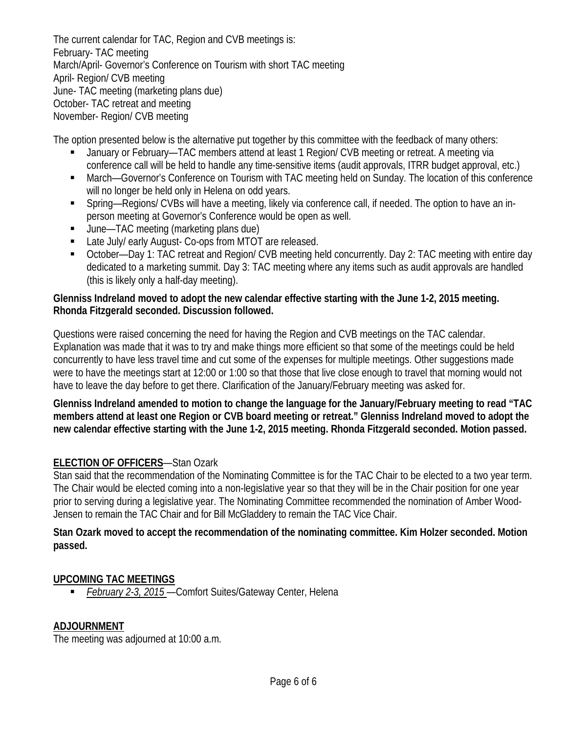The current calendar for TAC, Region and CVB meetings is:
February- TAC meeting
March/April- Governor's Conference on Tourism with short TAC meeting
April- Region/ CVB meeting
June- TAC meeting (marketing plans due)
October- TAC retreat and meeting
November- Region/ CVB meeting

The option presented below is the alternative put together by this committee with the feedback of many others:

- January or February—TAC members attend at least 1 Region/ CVB meeting or retreat. A meeting via conference call will be held to handle any time-sensitive items (audit approvals, ITRR budget approval, etc.)
- March—Governor's Conference on Tourism with TAC meeting held on Sunday. The location of this conference will no longer be held only in Helena on odd years.
- Spring—Regions/ CVBs will have a meeting, likely via conference call, if needed. The option to have an in-person meeting at Governor's Conference would be open as well.
- June—TAC meeting (marketing plans due)
- Late July/ early August- Co-ops from MTOT are released.
- October—Day 1: TAC retreat and Region/ CVB meeting held concurrently. Day 2: TAC meeting with entire day dedicated to a marketing summit. Day 3: TAC meeting where any items such as audit approvals are handled (this is likely only a half-day meeting).

**Glenniss Indreland moved to adopt the new calendar effective starting with the June 1-2, 2015 meeting. Rhonda Fitzgerald seconded. Discussion followed.**

Questions were raised concerning the need for having the Region and CVB meetings on the TAC calendar. Explanation was made that it was to try and make things more efficient so that some of the meetings could be held concurrently to have less travel time and cut some of the expenses for multiple meetings. Other suggestions made were to have the meetings start at 12:00 or 1:00 so that those that live close enough to travel that morning would not have to leave the day before to get there. Clarification of the January/February meeting was asked for.

**Glenniss Indreland amended to motion to change the language for the January/February meeting to read "TAC members attend at least one Region or CVB board meeting or retreat." Glenniss Indreland moved to adopt the new calendar effective starting with the June 1-2, 2015 meeting. Rhonda Fitzgerald seconded. Motion passed.**

## ELECTION OF OFFICERS—Stan Ozark

Stan said that the recommendation of the Nominating Committee is for the TAC Chair to be elected to a two year term. The Chair would be elected coming into a non-legislative year so that they will be in the Chair position for one year prior to serving during a legislative year. The Nominating Committee recommended the nomination of Amber Wood-Jensen to remain the TAC Chair and for Bill McGladdery to remain the TAC Vice Chair.

**Stan Ozark moved to accept the recommendation of the nominating committee. Kim Holzer seconded. Motion passed.**

## UPCOMING TAC MEETINGS

- *February 2-3, 2015* —Comfort Suites/Gateway Center, Helena

## ADJOURNMENT

The meeting was adjourned at 10:00 a.m.